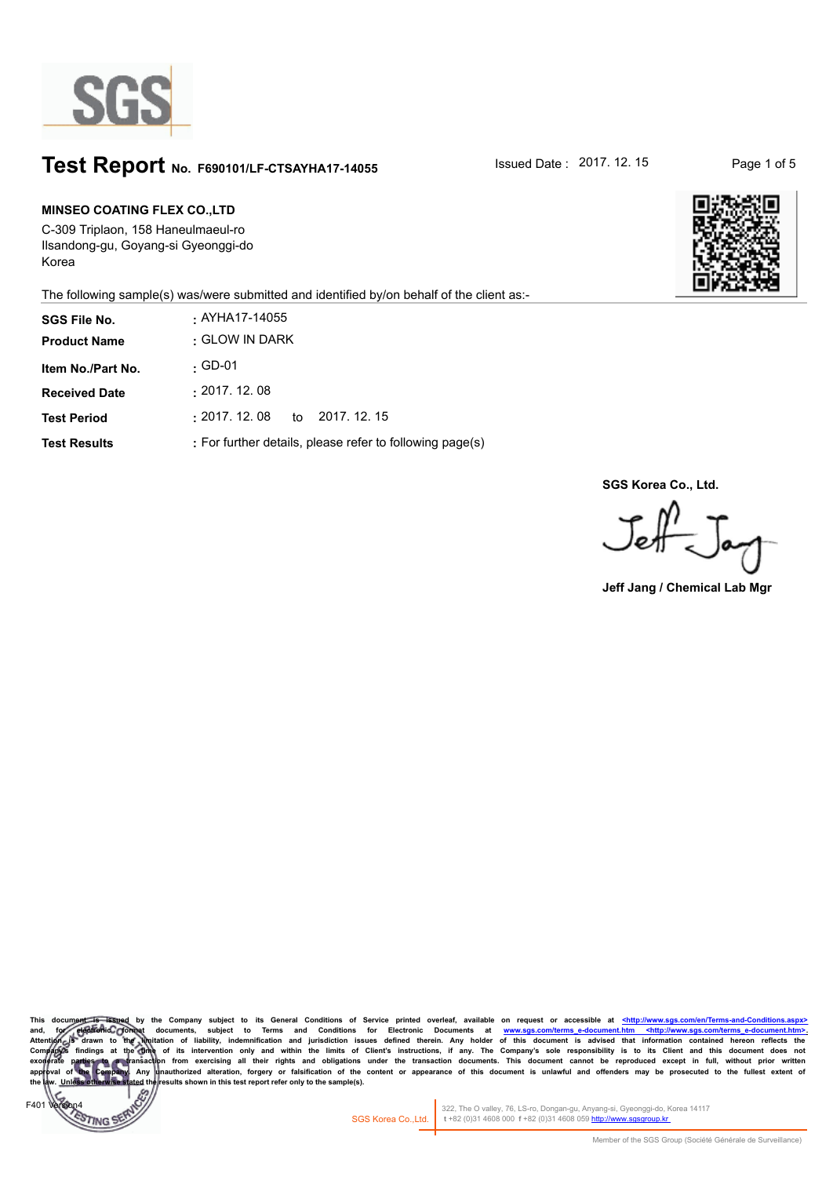# Test Report No. F690101/LF-CTSAYHA17-14055

Issued Date : 2017. 12. 15

**MINSEO COATING FLEX CO.,LTD**
C-309 Triplaon, 158 Haneulmaeul-ro
Ilsandong-gu, Goyang-si Gyeonggi-do
Korea

The following sample(s) was/were submitted and identified by/on behalf of the client as:-

| | |
|---|---|
| **SGS File No.** | : AYHA17-14055 |
| **Product Name** | : GLOW IN DARK |
| **Item No./Part No.** | : GD-01 |
| **Received Date** | : 2017. 12. 08 |
| **Test Period** | : 2017. 12. 08 to 2017. 12. 15 |
| **Test Results** | : For further details, please refer to following page(s) |

**SGS Korea Co., Ltd.**

**Jeff Jang / Chemical Lab Mgr**

This document is issued by the Company subject to its General Conditions of Service printed overleaf, available on request or accessible at <http://www.sgs.com/en/Terms-and-Conditions.aspx> and, for electronic format documents, subject to Terms and Conditions for Electronic Documents at www.sgs.com/terms_e-document.htm <http://www.sgs.com/terms_e-document.htm>. Attention is drawn to the limitation of liability, indemnification and jurisdiction issues defined therein. Any holder of this document is advised that information contained hereon reflects the Company's findings at the time of its intervention only and within the limits of Client's instructions, if any. The Company's sole responsibility is to its Client and this document does not exonerate parties to a transaction from exercising all their rights and obligations under the transaction documents. This document cannot be reproduced except in full, without prior written approval of the Company. Any unauthorized alteration, forgery or falsification of the content or appearance of this document is unlawful and offenders may be prosecuted to the fullest extent of the law. Unless otherwise stated the results shown in this test report refer only to the sample(s).

F401 Version4

SGS Korea Co.,Ltd. 322, The O valley, 76, LS-ro, Dongan-gu, Anyang-si, Gyeonggi-do, Korea 14117
t +82 (0)31 4608 000 f +82 (0)31 4608 059 http://www.sgsgroup.kr

Member of the SGS Group (Société Générale de Surveillance)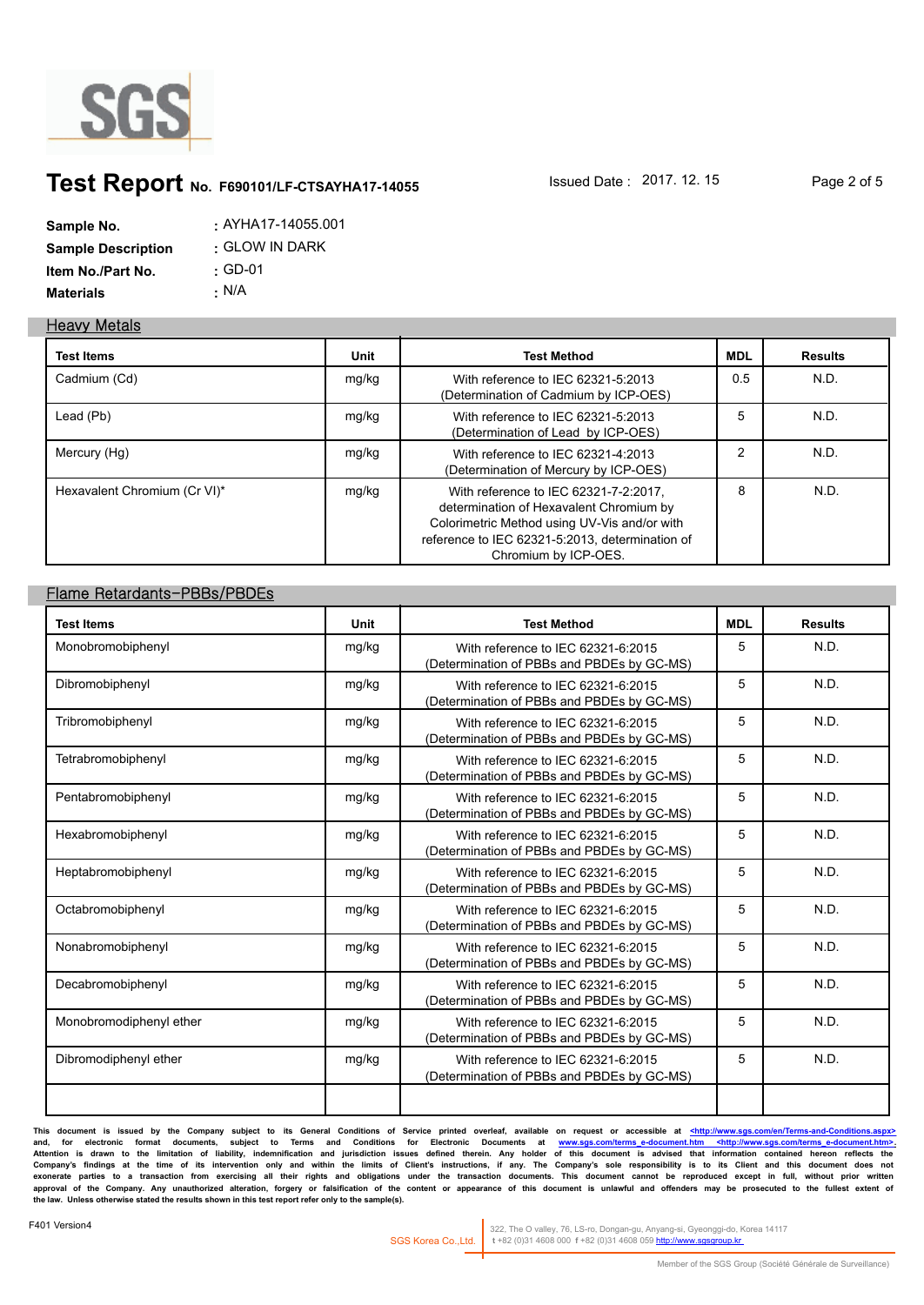# Test Report No. F690101/LF-CTSAYHA17-14055

Issued Date : 2017. 12. 15

**Sample No.** : AYHA17-14055.001
**Sample Description** : GLOW IN DARK
**Item No./Part No.** : GD-01
**Materials** : N/A

## Heavy Metals

| Test Items | Unit | Test Method | MDL | Results |
|---|---|---|---|---|
| Cadmium (Cd) | mg/kg | With reference to IEC 62321-5:2013 (Determination of Cadmium by ICP-OES) | 0.5 | N.D. |
| Lead (Pb) | mg/kg | With reference to IEC 62321-5:2013 (Determination of Lead by ICP-OES) | 5 | N.D. |
| Mercury (Hg) | mg/kg | With reference to IEC 62321-4:2013 (Determination of Mercury by ICP-OES) | 2 | N.D. |
| Hexavalent Chromium (Cr VI)* | mg/kg | With reference to IEC 62321-7-2:2017, determination of Hexavalent Chromium by Colorimetric Method using UV-Vis and/or with reference to IEC 62321-5:2013, determination of Chromium by ICP-OES. | 8 | N.D. |

## Flame Retardants-PBBs/PBDEs

| Test Items | Unit | Test Method | MDL | Results |
|---|---|---|---|---|
| Monobromobiphenyl | mg/kg | With reference to IEC 62321-6:2015 (Determination of PBBs and PBDEs by GC-MS) | 5 | N.D. |
| Dibromobiphenyl | mg/kg | With reference to IEC 62321-6:2015 (Determination of PBBs and PBDEs by GC-MS) | 5 | N.D. |
| Tribromobiphenyl | mg/kg | With reference to IEC 62321-6:2015 (Determination of PBBs and PBDEs by GC-MS) | 5 | N.D. |
| Tetrabromobiphenyl | mg/kg | With reference to IEC 62321-6:2015 (Determination of PBBs and PBDEs by GC-MS) | 5 | N.D. |
| Pentabromobiphenyl | mg/kg | With reference to IEC 62321-6:2015 (Determination of PBBs and PBDEs by GC-MS) | 5 | N.D. |
| Hexabromobiphenyl | mg/kg | With reference to IEC 62321-6:2015 (Determination of PBBs and PBDEs by GC-MS) | 5 | N.D. |
| Heptabromobiphenyl | mg/kg | With reference to IEC 62321-6:2015 (Determination of PBBs and PBDEs by GC-MS) | 5 | N.D. |
| Octabromobiphenyl | mg/kg | With reference to IEC 62321-6:2015 (Determination of PBBs and PBDEs by GC-MS) | 5 | N.D. |
| Nonabromobiphenyl | mg/kg | With reference to IEC 62321-6:2015 (Determination of PBBs and PBDEs by GC-MS) | 5 | N.D. |
| Decabromobiphenyl | mg/kg | With reference to IEC 62321-6:2015 (Determination of PBBs and PBDEs by GC-MS) | 5 | N.D. |
| Monobromodiphenyl ether | mg/kg | With reference to IEC 62321-6:2015 (Determination of PBBs and PBDEs by GC-MS) | 5 | N.D. |
| Dibromodiphenyl ether | mg/kg | With reference to IEC 62321-6:2015 (Determination of PBBs and PBDEs by GC-MS) | 5 | N.D. |
| | | | | |

This document is issued by the Company subject to its General Conditions of Service printed overleaf, available on request or accessible at <http://www.sgs.com/en/Terms-and-Conditions.aspx> and, for electronic format documents, subject to Terms and Conditions for Electronic Documents at www.sgs.com/terms_e-document.htm <http://www.sgs.com/terms_e-document.htm>. Attention is drawn to the limitation of liability, indemnification and jurisdiction issues defined therein. Any holder of this document is advised that information contained hereon reflects the Company's findings at the time of its intervention only and within the limits of Client's instructions, if any. The Company's sole responsibility is to its Client and this document does not exonerate parties to a transaction from exercising all their rights and obligations under the transaction documents. This document cannot be reproduced except in full, without prior written approval of the Company. Any unauthorized alteration, forgery or falsification of the content or appearance of this document is unlawful and offenders may be prosecuted to the fullest extent of the law. Unless otherwise stated the results shown in this test report refer only to the sample(s).

F401 Version4

SGS Korea Co.,Ltd. | 322, The O valley, 76, LS-ro, Dongan-gu, Anyang-si, Gyeonggi-do, Korea 14117 t +82 (0)31 4608 000 f +82 (0)31 4608 059 http://www.sgsgroup.kr

Member of the SGS Group (Société Générale de Surveillance)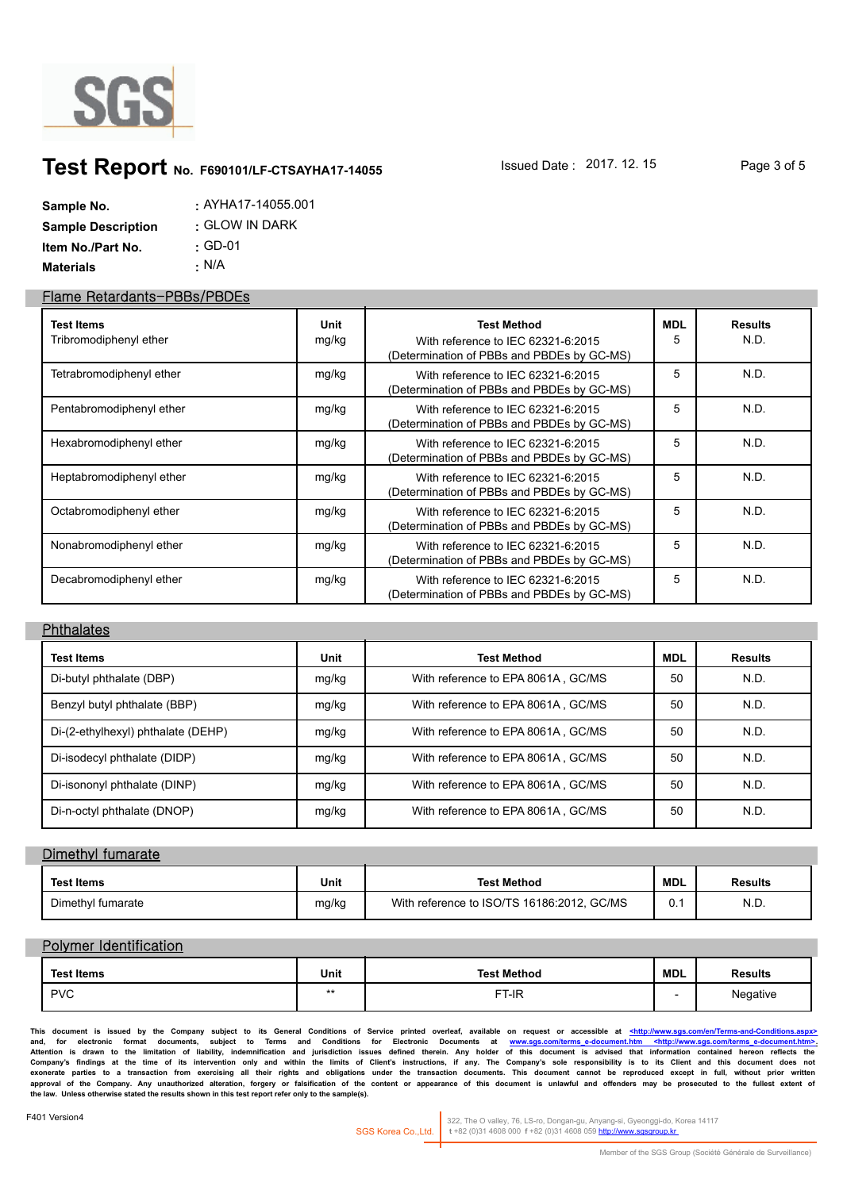# Test Report No. F690101/LF-CTSAYHA17-14055

Issued Date : 2017. 12. 15

| | |
|---|---|
| **Sample No.** | : AYHA17-14055.001 |
| **Sample Description** | : GLOW IN DARK |
| **Item No./Part No.** | : GD-01 |
| **Materials** | : N/A |

## Flame Retardants-PBBs/PBDEs

| Test Items | Unit | Test Method | MDL | Results |
|---|---|---|---|---|
| Tribromodiphenyl ether | mg/kg | With reference to IEC 62321-6:2015 (Determination of PBBs and PBDEs by GC-MS) | 5 | N.D. |
| Tetrabromodiphenyl ether | mg/kg | With reference to IEC 62321-6:2015 (Determination of PBBs and PBDEs by GC-MS) | 5 | N.D. |
| Pentabromodiphenyl ether | mg/kg | With reference to IEC 62321-6:2015 (Determination of PBBs and PBDEs by GC-MS) | 5 | N.D. |
| Hexabromodiphenyl ether | mg/kg | With reference to IEC 62321-6:2015 (Determination of PBBs and PBDEs by GC-MS) | 5 | N.D. |
| Heptabromodiphenyl ether | mg/kg | With reference to IEC 62321-6:2015 (Determination of PBBs and PBDEs by GC-MS) | 5 | N.D. |
| Octabromodiphenyl ether | mg/kg | With reference to IEC 62321-6:2015 (Determination of PBBs and PBDEs by GC-MS) | 5 | N.D. |
| Nonabromodiphenyl ether | mg/kg | With reference to IEC 62321-6:2015 (Determination of PBBs and PBDEs by GC-MS) | 5 | N.D. |
| Decabromodiphenyl ether | mg/kg | With reference to IEC 62321-6:2015 (Determination of PBBs and PBDEs by GC-MS) | 5 | N.D. |

## Phthalates

| Test Items | Unit | Test Method | MDL | Results |
|---|---|---|---|---|
| Di-butyl phthalate (DBP) | mg/kg | With reference to EPA 8061A , GC/MS | 50 | N.D. |
| Benzyl butyl phthalate (BBP) | mg/kg | With reference to EPA 8061A , GC/MS | 50 | N.D. |
| Di-(2-ethylhexyl) phthalate (DEHP) | mg/kg | With reference to EPA 8061A , GC/MS | 50 | N.D. |
| Di-isodecyl phthalate (DIDP) | mg/kg | With reference to EPA 8061A , GC/MS | 50 | N.D. |
| Di-isononyl phthalate (DINP) | mg/kg | With reference to EPA 8061A , GC/MS | 50 | N.D. |
| Di-n-octyl phthalate (DNOP) | mg/kg | With reference to EPA 8061A , GC/MS | 50 | N.D. |

## Dimethyl fumarate

| Test Items | Unit | Test Method | MDL | Results |
|---|---|---|---|---|
| Dimethyl fumarate | mg/kg | With reference to ISO/TS 16186:2012, GC/MS | 0.1 | N.D. |

## Polymer Identification

| Test Items | Unit | Test Method | MDL | Results |
|---|---|---|---|---|
| PVC | ** | FT-IR | - | Negative |

This document is issued by the Company subject to its General Conditions of Service printed overleaf, available on request or accessible at <http://www.sgs.com/en/Terms-and-Conditions.aspx> and, for electronic format documents, subject to Terms and Conditions for Electronic Documents at www.sgs.com/terms_e-document.htm <http://www.sgs.com/terms_e-document.htm>. Attention is drawn to the limitation of liability, indemnification and jurisdiction issues defined therein. Any holder of this document is advised that information contained hereon reflects the Company's findings at the time of its intervention only and within the limits of Client's instructions, if any. The Company's sole responsibility is to its Client and this document does not exonerate parties to a transaction from exercising all their rights and obligations under the transaction documents. This document cannot be reproduced except in full, without prior written approval of the Company. Any unauthorized alteration, forgery or falsification of the content or appearance of this document is unlawful and offenders may be prosecuted to the fullest extent of the law. Unless otherwise stated the results shown in this test report refer only to the sample(s).

F401 Version4

SGS Korea Co.,Ltd. | 322, The O valley, 76, LS-ro, Dongan-gu, Anyang-si, Gyeonggi-do, Korea 14117 t +82 (0)31 4608 000 f +82 (0)31 4608 059 http://www.sgsgroup.kr

Member of the SGS Group (Société Générale de Surveillance)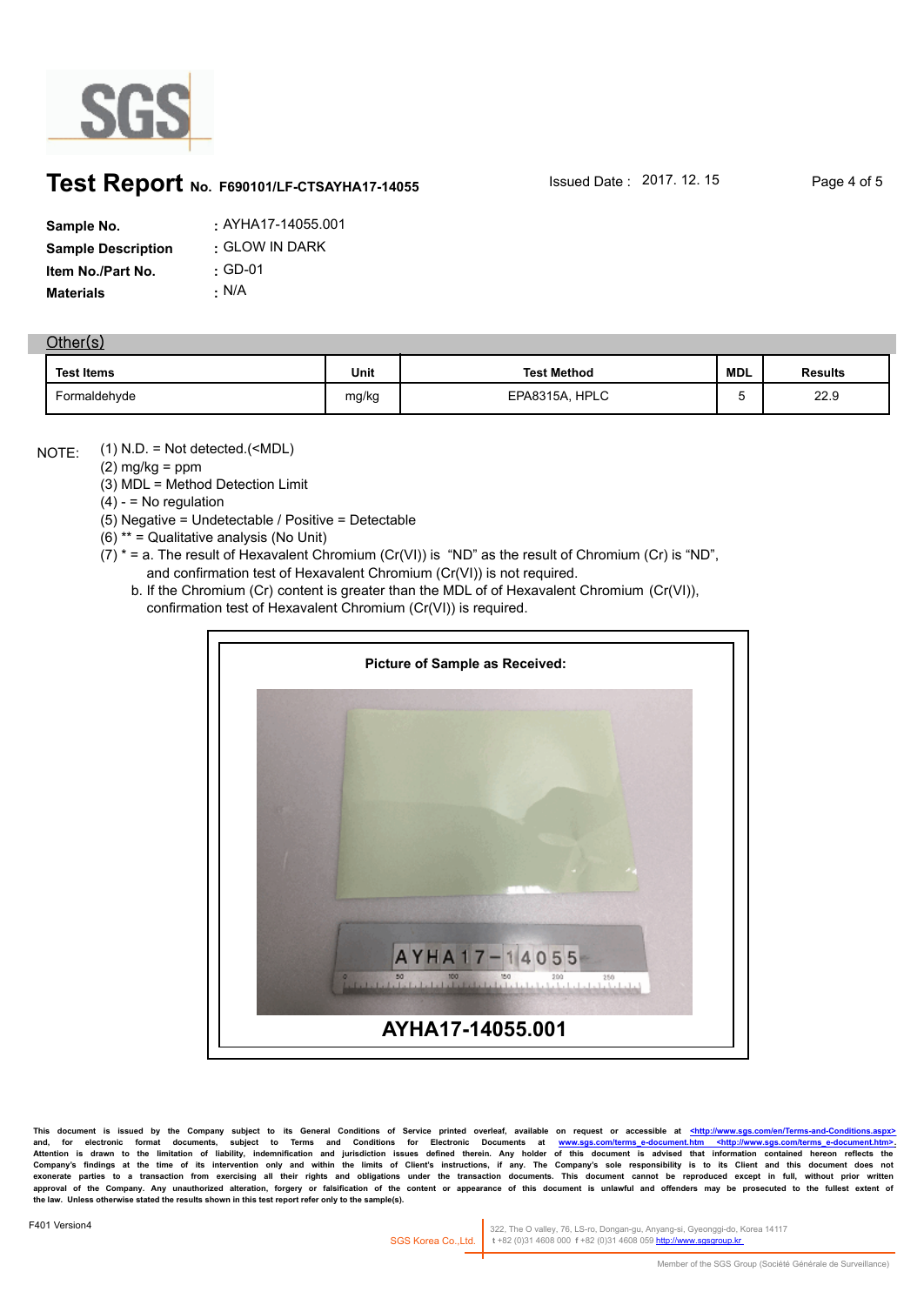# Test Report No. F690101/LF-CTSAYHA17-14055

Issued Date : 2017. 12. 15

**Sample No.** : AYHA17-14055.001
**Sample Description** : GLOW IN DARK
**Item No./Part No.** : GD-01
**Materials** : N/A

## Other(s)

| Test Items | Unit | Test Method | MDL | Results |
|---|---|---|---|---|
| Formaldehyde | mg/kg | EPA8315A, HPLC | 5 | 22.9 |

NOTE:
(1) N.D. = Not detected.(<MDL)
(2) mg/kg = ppm
(3) MDL = Method Detection Limit
(4) - = No regulation
(5) Negative = Undetectable / Positive = Detectable
(6) ** = Qualitative analysis (No Unit)
(7) * = a. The result of Hexavalent Chromium (Cr(VI)) is "ND" as the result of Chromium (Cr) is "ND", and confirmation test of Hexavalent Chromium (Cr(VI)) is not required.
b. If the Chromium (Cr) content is greater than the MDL of of Hexavalent Chromium (Cr(VI)), confirmation test of Hexavalent Chromium (Cr(VI)) is required.

**Picture of Sample as Received:**

**AYHA17-14055.001**

This document is issued by the Company subject to its General Conditions of Service printed overleaf, available on request or accessible at <http://www.sgs.com/en/Terms-and-Conditions.aspx> and, for electronic format documents, subject to Terms and Conditions for Electronic Documents at www.sgs.com/terms_e-document.htm <http://www.sgs.com/terms_e-document.htm>. Attention is drawn to the limitation of liability, indemnification and jurisdiction issues defined therein. Any holder of this document is advised that information contained hereon reflects the Company's findings at the time of its intervention only and within the limits of Client's instructions, if any. The Company's sole responsibility is to its Client and this document does not exonerate parties to a transaction from exercising all their rights and obligations under the transaction documents. This document cannot be reproduced except in full, without prior written approval of the Company. Any unauthorized alteration, forgery or falsification of the content or appearance of this document is unlawful and offenders may be prosecuted to the fullest extent of the law. Unless otherwise stated the results shown in this test report refer only to the sample(s).

F401 Version4

SGS Korea Co.,Ltd. | 322, The O valley, 76, LS-ro, Dongan-gu, Anyang-si, Gyeonggi-do, Korea 14117 t +82 (0)31 4608 000 f +82 (0)31 4608 059 http://www.sgsgroup.kr

Member of the SGS Group (Société Générale de Surveillance)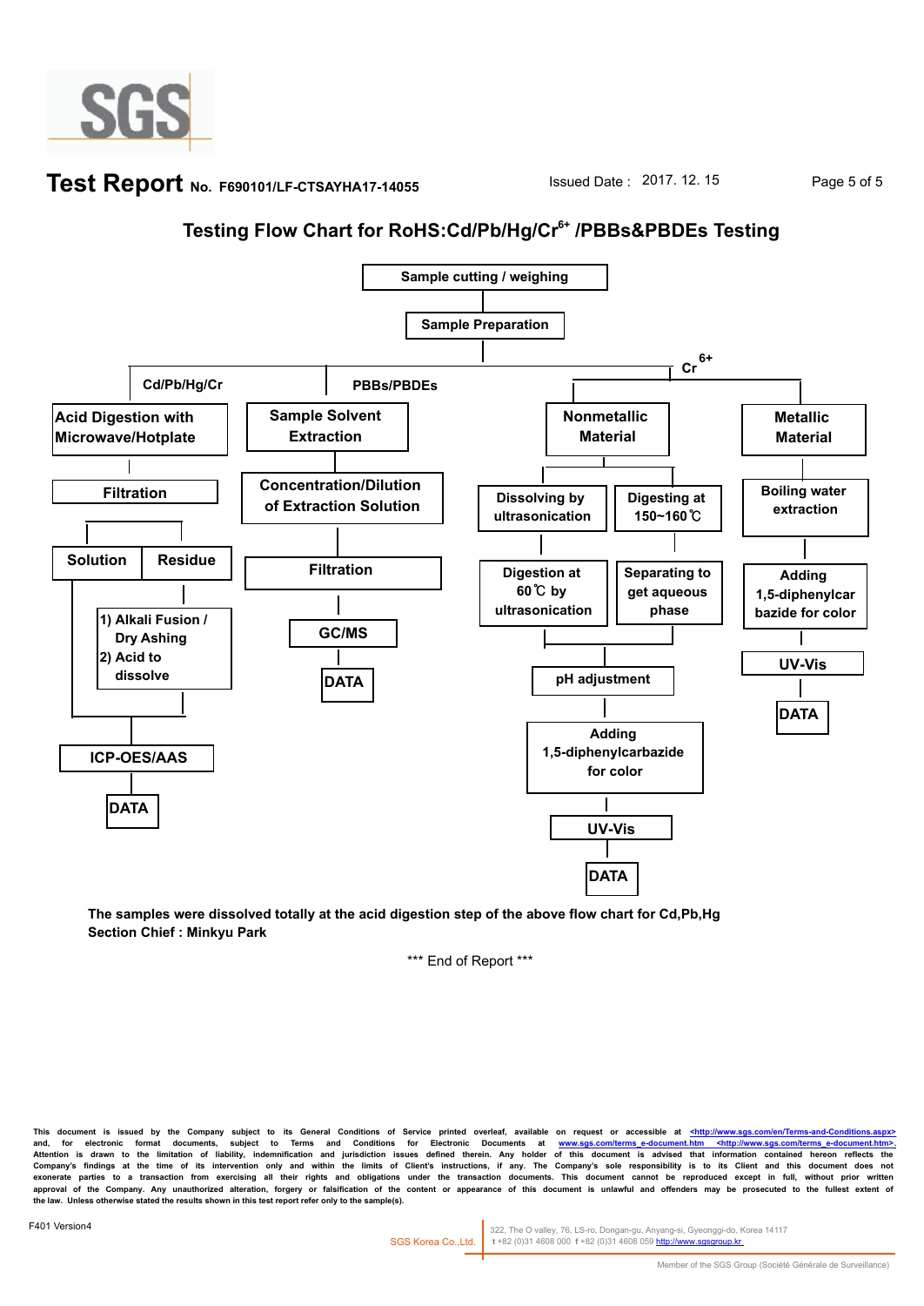# Test Report No. F690101/LF-CTSAYHA17-14055

Issued Date : 2017. 12. 15

## Testing Flow Chart for RoHS:Cd/Pb/Hg/$Cr^{6+}$ /PBBs&PBDEs Testing

Sample cutting / weighing

Sample Preparation

Cd/Pb/Hg/Cr

Acid Digestion with Microwave/Hotplate

Filtration

Solution

Residue

1) Alkali Fusion / Dry Ashing
2) Acid to dissolve

ICP-OES/AAS

DATA

PBBs/PBDEs

Sample Solvent Extraction

Concentration/Dilution of Extraction Solution

Filtration

GC/MS

DATA

$Cr^{6+}$

Nonmetallic Material

Dissolving by ultrasonication

Digesting at 150~160℃

Digestion at 60℃ by ultrasonication

Separating to get aqueous phase

pH adjustment

Adding 1,5-diphenylcarbazide for color

UV-Vis

DATA

Metallic Material

Boiling water extraction

Adding 1,5-diphenylcarbazide for color

UV-Vis

DATA

**The samples were dissolved totally at the acid digestion step of the above flow chart for Cd,Pb,Hg**
**Section Chief : Minkyu Park**

\*\*\* End of Report \*\*\*

This document is issued by the Company subject to its General Conditions of Service printed overleaf, available on request or accessible at <http://www.sgs.com/en/Terms-and-Conditions.aspx> and, for electronic format documents, subject to Terms and Conditions for Electronic Documents at www.sgs.com/terms_e-document.htm <http://www.sgs.com/terms_e-document.htm>. Attention is drawn to the limitation of liability, indemnification and jurisdiction issues defined therein. Any holder of this document is advised that information contained hereon reflects the Company's findings at the time of its intervention only and within the limits of Client's instructions, if any. The Company's sole responsibility is to its Client and this document does not exonerate parties to a transaction from exercising all their rights and obligations under the transaction documents. This document cannot be reproduced except in full, without prior written approval of the Company. Any unauthorized alteration, forgery or falsification of the content or appearance of this document is unlawful and offenders may be prosecuted to the fullest extent of the law. Unless otherwise stated the results shown in this test report refer only to the sample(s).

F401 Version4

SGS Korea Co.,Ltd. 322, The O valley, 76, LS-ro, Dongan-gu, Anyang-si, Gyeonggi-do, Korea 14117
t +82 (0)31 4608 000 f +82 (0)31 4608 059 http://www.sgsgroup.kr

Member of the SGS Group (Société Générale de Surveillance)